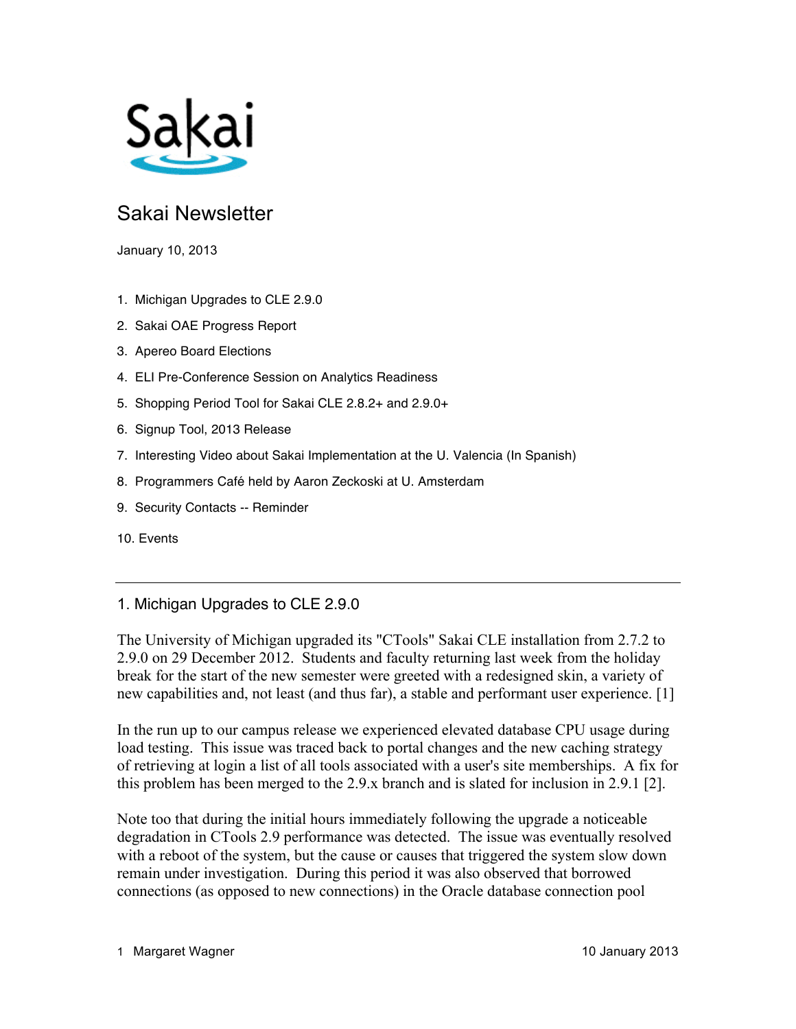Sakai

# Sakai Newsletter

January 10, 2013

1. Michigan Upgrades to CLE 2.9.0
2. Sakai OAE Progress Report
3. Apereo Board Elections
4. ELI Pre-Conference Session on Analytics Readiness
5. Shopping Period Tool for Sakai CLE 2.8.2+ and 2.9.0+
6. Signup Tool, 2013 Release
7. Interesting Video about Sakai Implementation at the U. Valencia (In Spanish)
8. Programmers Café held by Aaron Zeckoski at U. Amsterdam
9. Security Contacts -- Reminder
10. Events

---

## 1. Michigan Upgrades to CLE 2.9.0

The University of Michigan upgraded its "CTools" Sakai CLE installation from 2.7.2 to 2.9.0 on 29 December 2012. Students and faculty returning last week from the holiday break for the start of the new semester were greeted with a redesigned skin, a variety of new capabilities and, not least (and thus far), a stable and performant user experience. [1]

In the run up to our campus release we experienced elevated database CPU usage during load testing. This issue was traced back to portal changes and the new caching strategy of retrieving at login a list of all tools associated with a user's site memberships. A fix for this problem has been merged to the 2.9.x branch and is slated for inclusion in 2.9.1 [2].

Note too that during the initial hours immediately following the upgrade a noticeable degradation in CTools 2.9 performance was detected. The issue was eventually resolved with a reboot of the system, but the cause or causes that triggered the system slow down remain under investigation. During this period it was also observed that borrowed connections (as opposed to new connections) in the Oracle database connection pool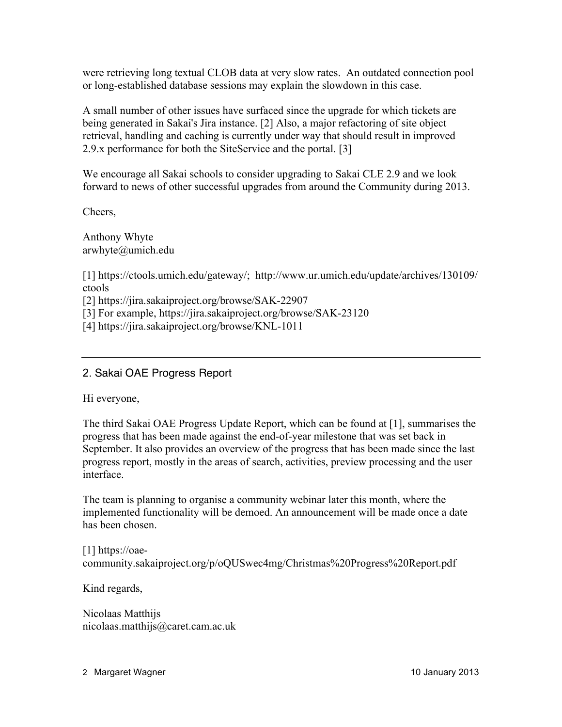were retrieving long textual CLOB data at very slow rates. An outdated connection pool or long-established database sessions may explain the slowdown in this case.

A small number of other issues have surfaced since the upgrade for which tickets are being generated in Sakai's Jira instance. [2] Also, a major refactoring of site object retrieval, handling and caching is currently under way that should result in improved 2.9.x performance for both the SiteService and the portal. [3]

We encourage all Sakai schools to consider upgrading to Sakai CLE 2.9 and we look forward to news of other successful upgrades from around the Community during 2013.

Cheers,

Anthony Whyte
arwhyte@umich.edu

[1] https://ctools.umich.edu/gateway/; http://www.ur.umich.edu/update/archives/130109/ctools
[2] https://jira.sakaiproject.org/browse/SAK-22907
[3] For example, https://jira.sakaiproject.org/browse/SAK-23120
[4] https://jira.sakaiproject.org/browse/KNL-1011

---

## 2. Sakai OAE Progress Report

Hi everyone,

The third Sakai OAE Progress Update Report, which can be found at [1], summarises the progress that has been made against the end-of-year milestone that was set back in September. It also provides an overview of the progress that has been made since the last progress report, mostly in the areas of search, activities, preview processing and the user interface.

The team is planning to organise a community webinar later this month, where the implemented functionality will be demoed. An announcement will be made once a date has been chosen.

[1] https://oae-community.sakaiproject.org/p/oQUSwec4mg/Christmas%20Progress%20Report.pdf

Kind regards,

Nicolaas Matthijs
nicolaas.matthijs@caret.cam.ac.uk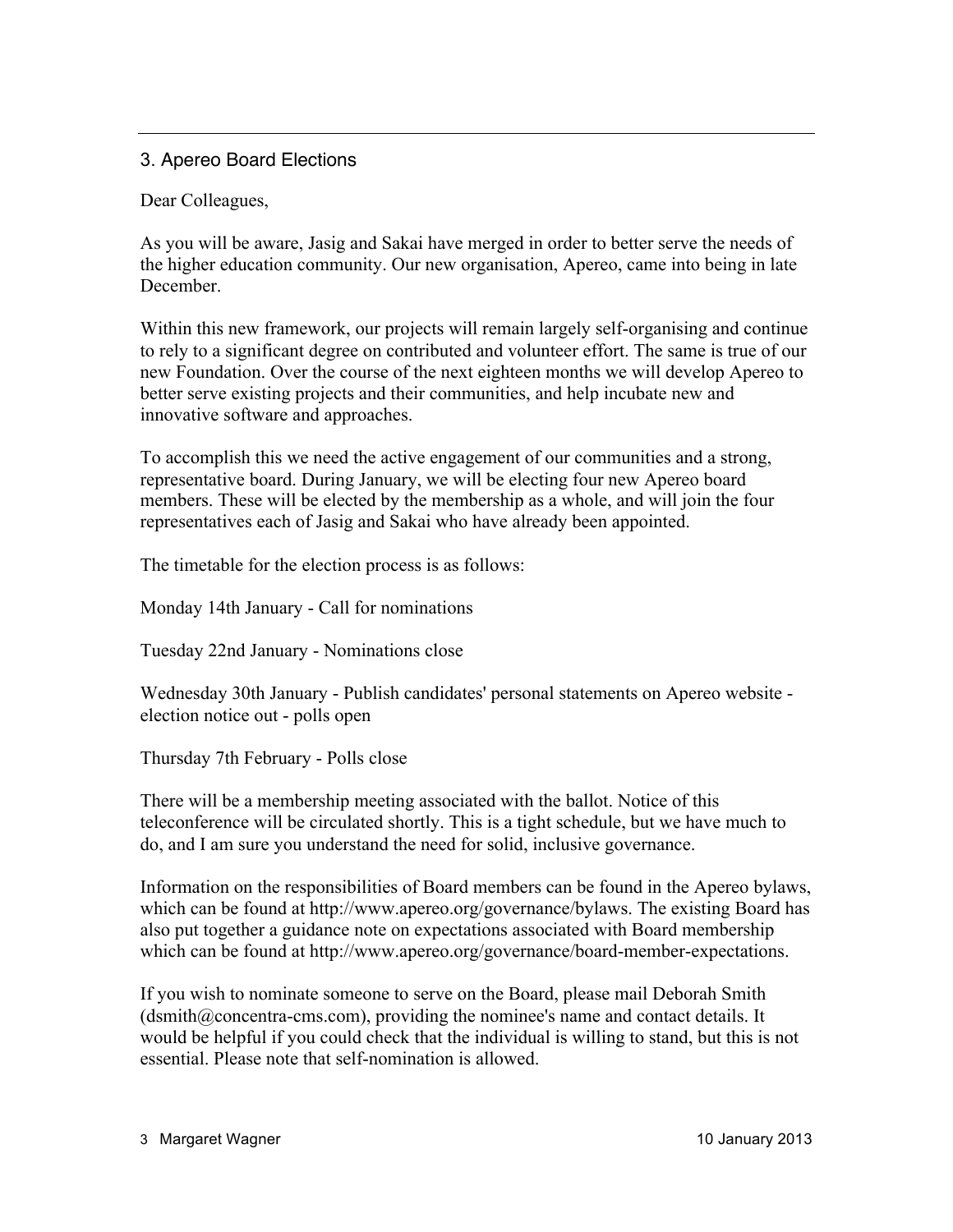## 3. Apereo Board Elections

Dear Colleagues,

As you will be aware, Jasig and Sakai have merged in order to better serve the needs of the higher education community. Our new organisation, Apereo, came into being in late December.

Within this new framework, our projects will remain largely self-organising and continue to rely to a significant degree on contributed and volunteer effort. The same is true of our new Foundation. Over the course of the next eighteen months we will develop Apereo to better serve existing projects and their communities, and help incubate new and innovative software and approaches.

To accomplish this we need the active engagement of our communities and a strong, representative board. During January, we will be electing four new Apereo board members. These will be elected by the membership as a whole, and will join the four representatives each of Jasig and Sakai who have already been appointed.

The timetable for the election process is as follows:

Monday 14th January - Call for nominations

Tuesday 22nd January - Nominations close

Wednesday 30th January - Publish candidates' personal statements on Apereo website - election notice out - polls open

Thursday 7th February - Polls close

There will be a membership meeting associated with the ballot. Notice of this teleconference will be circulated shortly. This is a tight schedule, but we have much to do, and I am sure you understand the need for solid, inclusive governance.

Information on the responsibilities of Board members can be found in the Apereo bylaws, which can be found at http://www.apereo.org/governance/bylaws. The existing Board has also put together a guidance note on expectations associated with Board membership which can be found at http://www.apereo.org/governance/board-member-expectations.

If you wish to nominate someone to serve on the Board, please mail Deborah Smith (dsmith@concentra-cms.com), providing the nominee's name and contact details. It would be helpful if you could check that the individual is willing to stand, but this is not essential. Please note that self-nomination is allowed.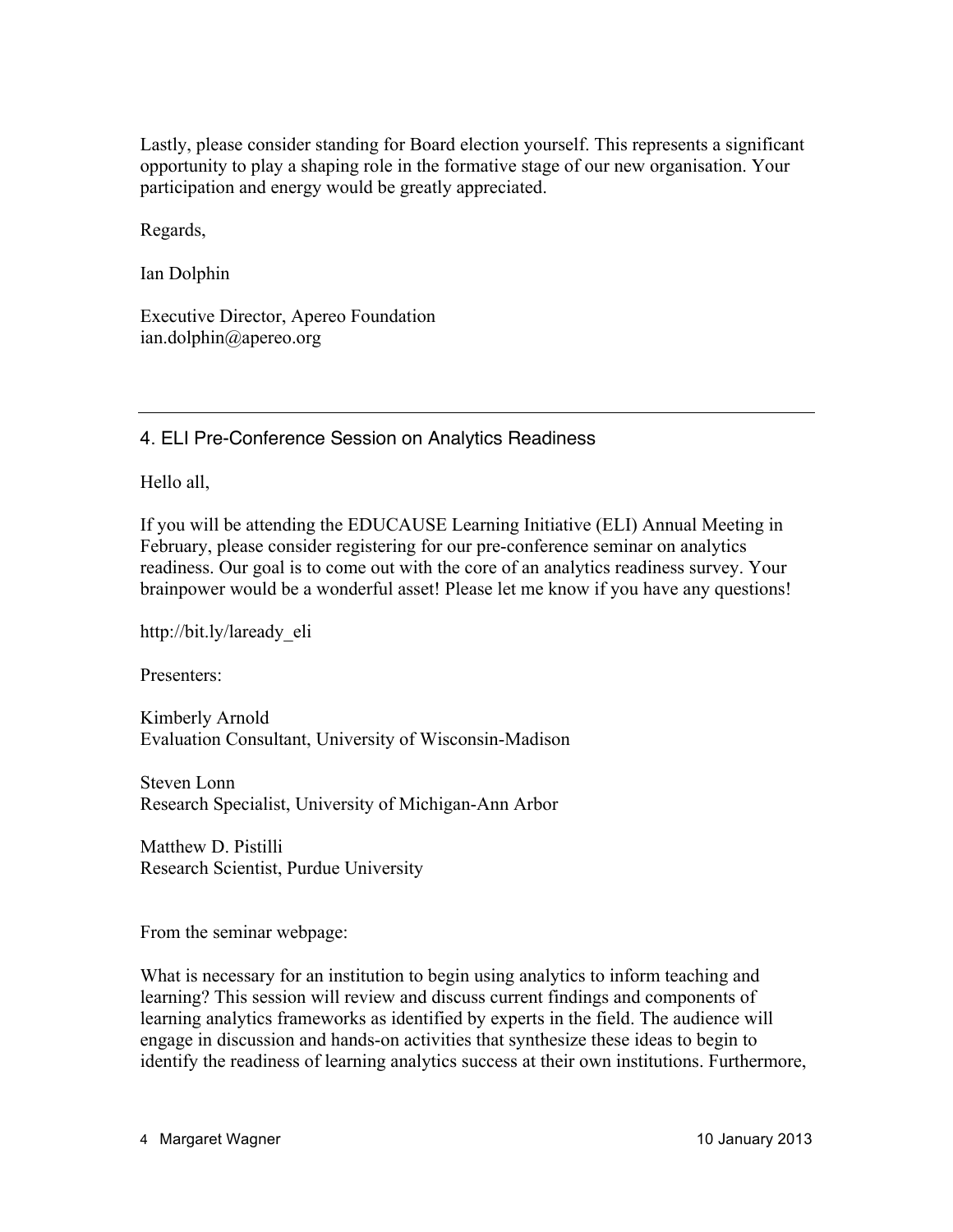Lastly, please consider standing for Board election yourself. This represents a significant opportunity to play a shaping role in the formative stage of our new organisation. Your participation and energy would be greatly appreciated.

Regards,

Ian Dolphin

Executive Director, Apereo Foundation
ian.dolphin@apereo.org

---

## 4. ELI Pre-Conference Session on Analytics Readiness

Hello all,

If you will be attending the EDUCAUSE Learning Initiative (ELI) Annual Meeting in February, please consider registering for our pre-conference seminar on analytics readiness. Our goal is to come out with the core of an analytics readiness survey. Your brainpower would be a wonderful asset! Please let me know if you have any questions!

http://bit.ly/laready_eli

Presenters:

Kimberly Arnold
Evaluation Consultant, University of Wisconsin-Madison

Steven Lonn
Research Specialist, University of Michigan-Ann Arbor

Matthew D. Pistilli
Research Scientist, Purdue University

From the seminar webpage:

What is necessary for an institution to begin using analytics to inform teaching and learning? This session will review and discuss current findings and components of learning analytics frameworks as identified by experts in the field. The audience will engage in discussion and hands-on activities that synthesize these ideas to begin to identify the readiness of learning analytics success at their own institutions. Furthermore,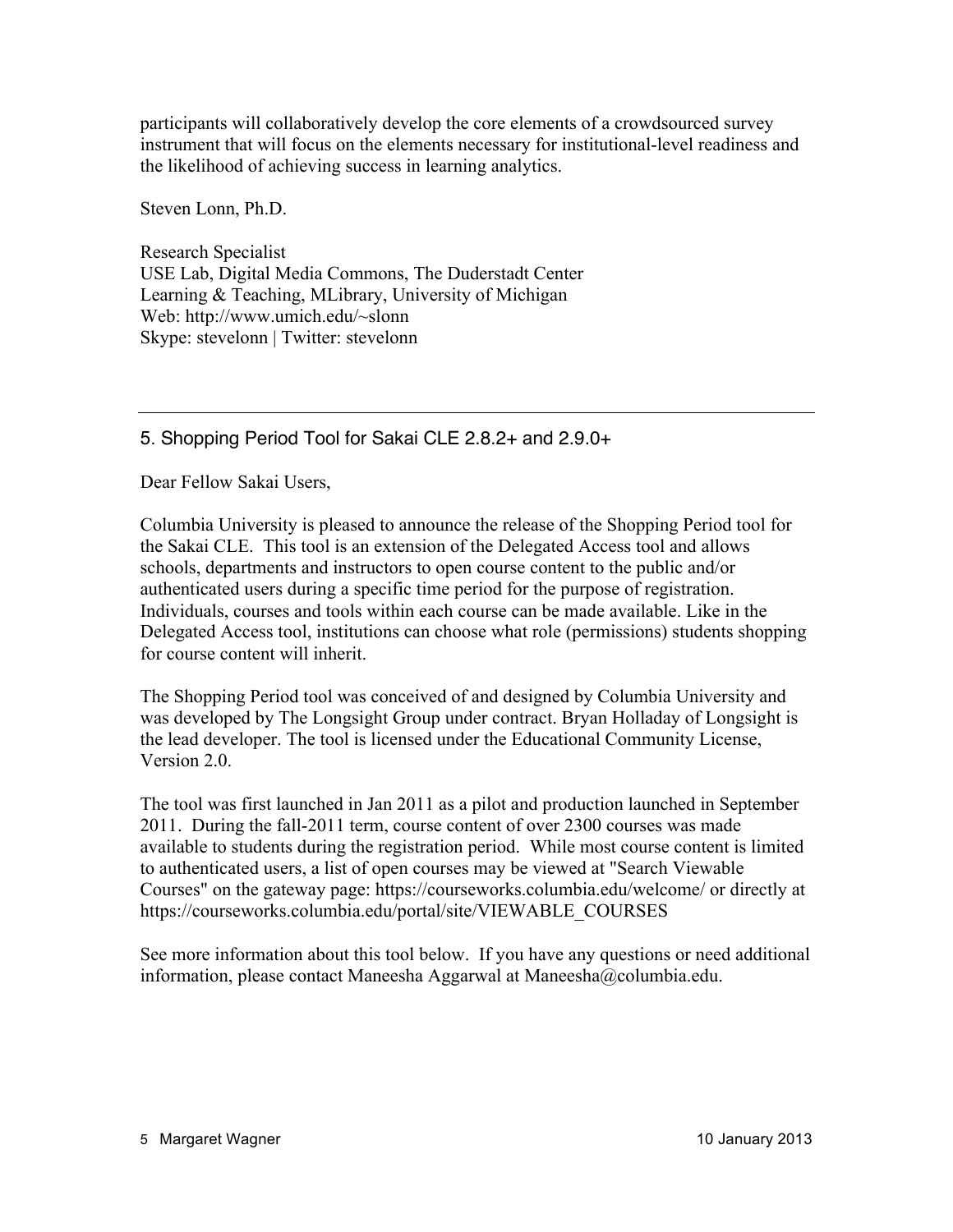participants will collaboratively develop the core elements of a crowdsourced survey instrument that will focus on the elements necessary for institutional-level readiness and the likelihood of achieving success in learning analytics.

Steven Lonn, Ph.D.

Research Specialist
USE Lab, Digital Media Commons, The Duderstadt Center
Learning & Teaching, MLibrary, University of Michigan
Web: http://www.umich.edu/~slonn
Skype: stevelonn | Twitter: stevelonn

---

## 5. Shopping Period Tool for Sakai CLE 2.8.2+ and 2.9.0+

Dear Fellow Sakai Users,

Columbia University is pleased to announce the release of the Shopping Period tool for the Sakai CLE. This tool is an extension of the Delegated Access tool and allows schools, departments and instructors to open course content to the public and/or authenticated users during a specific time period for the purpose of registration. Individuals, courses and tools within each course can be made available. Like in the Delegated Access tool, institutions can choose what role (permissions) students shopping for course content will inherit.

The Shopping Period tool was conceived of and designed by Columbia University and was developed by The Longsight Group under contract. Bryan Holladay of Longsight is the lead developer. The tool is licensed under the Educational Community License, Version 2.0.

The tool was first launched in Jan 2011 as a pilot and production launched in September 2011. During the fall-2011 term, course content of over 2300 courses was made available to students during the registration period. While most course content is limited to authenticated users, a list of open courses may be viewed at "Search Viewable Courses" on the gateway page: https://courseworks.columbia.edu/welcome/ or directly at https://courseworks.columbia.edu/portal/site/VIEWABLE_COURSES

See more information about this tool below. If you have any questions or need additional information, please contact Maneesha Aggarwal at Maneesha@columbia.edu.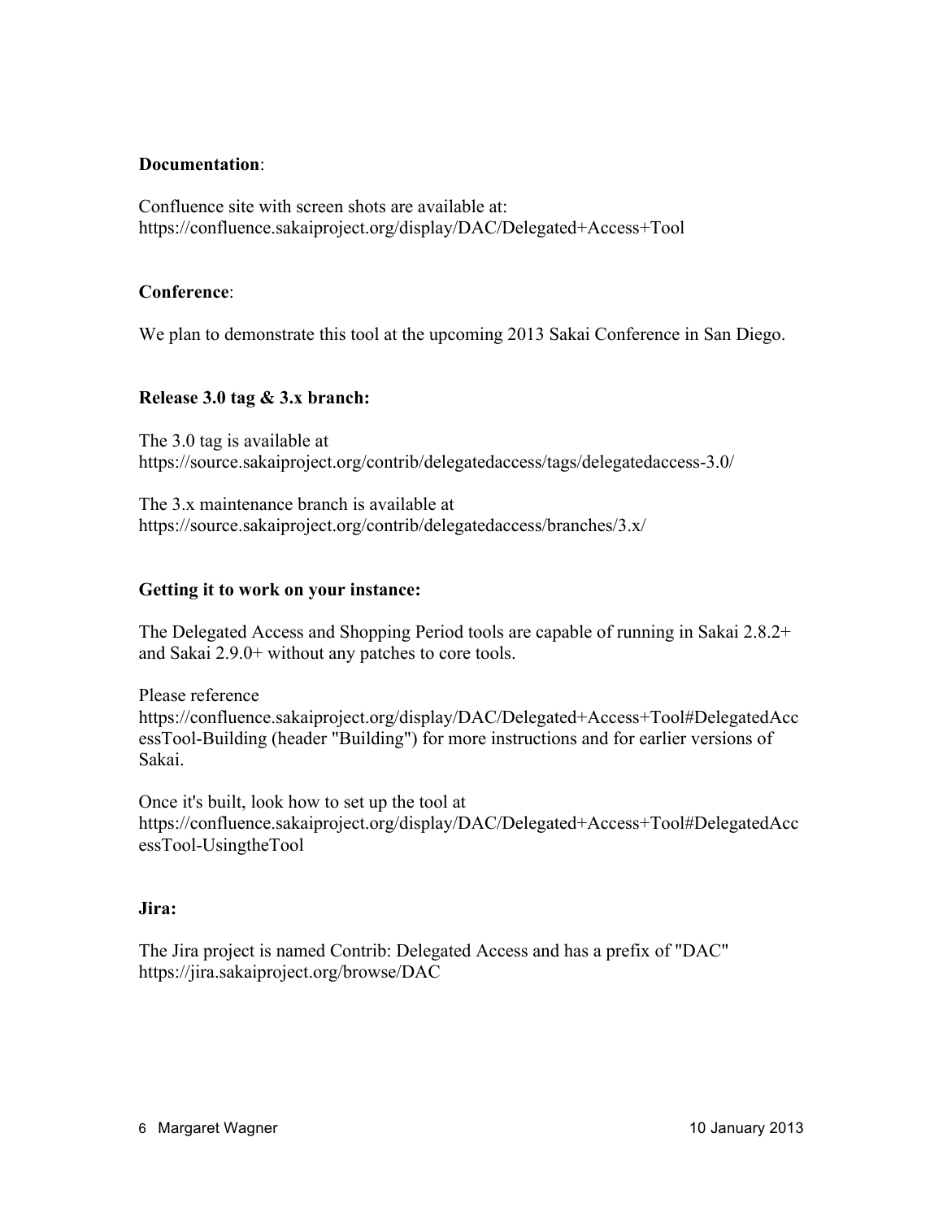**Documentation**:

Confluence site with screen shots are available at:
https://confluence.sakaiproject.org/display/DAC/Delegated+Access+Tool

**Conference**:

We plan to demonstrate this tool at the upcoming 2013 Sakai Conference in San Diego.

**Release 3.0 tag & 3.x branch:**

The 3.0 tag is available at
https://source.sakaiproject.org/contrib/delegatedaccess/tags/delegatedaccess-3.0/

The 3.x maintenance branch is available at
https://source.sakaiproject.org/contrib/delegatedaccess/branches/3.x/

**Getting it to work on your instance:**

The Delegated Access and Shopping Period tools are capable of running in Sakai 2.8.2+ and Sakai 2.9.0+ without any patches to core tools.

Please reference
https://confluence.sakaiproject.org/display/DAC/Delegated+Access+Tool#DelegatedAccessTool-Building (header "Building") for more instructions and for earlier versions of Sakai.

Once it's built, look how to set up the tool at
https://confluence.sakaiproject.org/display/DAC/Delegated+Access+Tool#DelegatedAccessTool-UsingtheTool

**Jira:**

The Jira project is named Contrib: Delegated Access and has a prefix of "DAC"
https://jira.sakaiproject.org/browse/DAC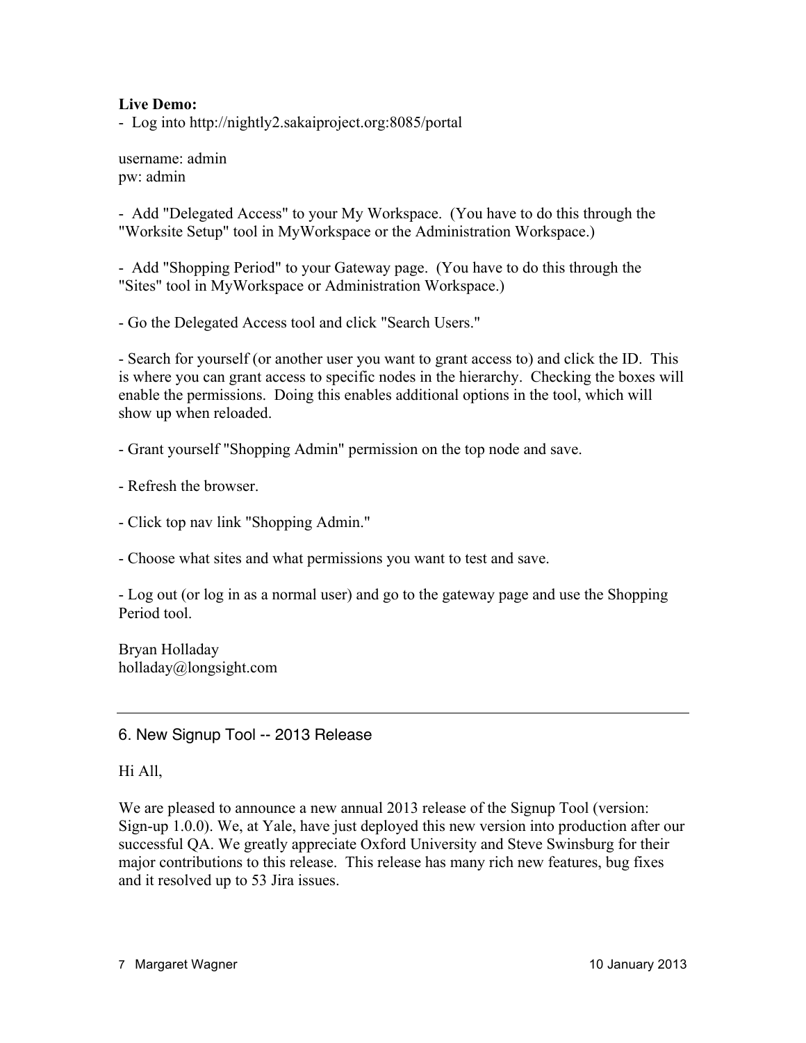**Live Demo:**

- Log into http://nightly2.sakaiproject.org:8085/portal

username: admin
pw: admin

- Add "Delegated Access" to your My Workspace. (You have to do this through the "Worksite Setup" tool in MyWorkspace or the Administration Workspace.)

- Add "Shopping Period" to your Gateway page. (You have to do this through the "Sites" tool in MyWorkspace or Administration Workspace.)

- Go the Delegated Access tool and click "Search Users."

- Search for yourself (or another user you want to grant access to) and click the ID. This is where you can grant access to specific nodes in the hierarchy. Checking the boxes will enable the permissions. Doing this enables additional options in the tool, which will show up when reloaded.

- Grant yourself "Shopping Admin" permission on the top node and save.

- Refresh the browser.

- Click top nav link "Shopping Admin."

- Choose what sites and what permissions you want to test and save.

- Log out (or log in as a normal user) and go to the gateway page and use the Shopping Period tool.

Bryan Holladay
holladay@longsight.com

---

## 6. New Signup Tool -- 2013 Release

Hi All,

We are pleased to announce a new annual 2013 release of the Signup Tool (version: Sign-up 1.0.0). We, at Yale, have just deployed this new version into production after our successful QA. We greatly appreciate Oxford University and Steve Swinsburg for their major contributions to this release. This release has many rich new features, bug fixes and it resolved up to 53 Jira issues.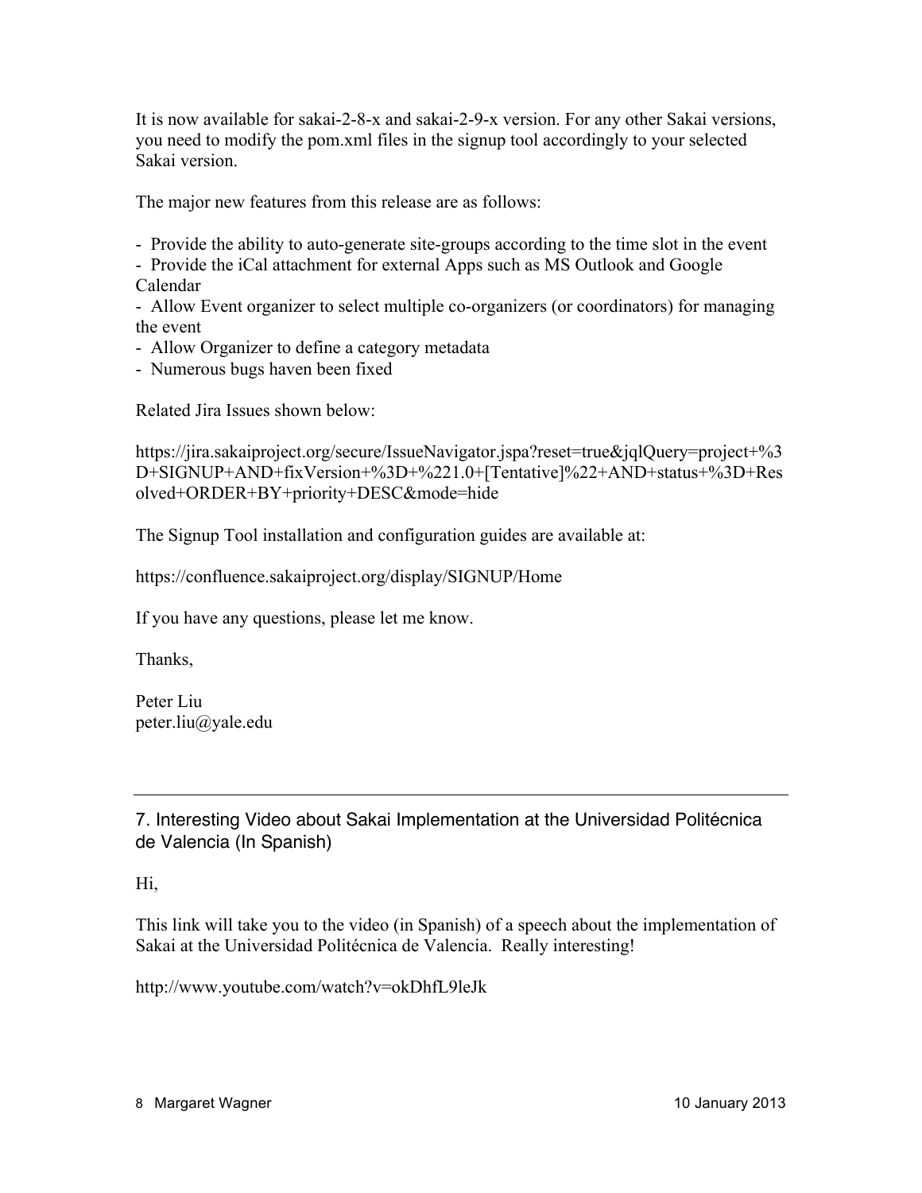It is now available for sakai-2-8-x and sakai-2-9-x version. For any other Sakai versions, you need to modify the pom.xml files in the signup tool accordingly to your selected Sakai version.

The major new features from this release are as follows:

- Provide the ability to auto-generate site-groups according to the time slot in the event
- Provide the iCal attachment for external Apps such as MS Outlook and Google Calendar
- Allow Event organizer to select multiple co-organizers (or coordinators) for managing the event
- Allow Organizer to define a category metadata
- Numerous bugs haven been fixed

Related Jira Issues shown below:

https://jira.sakaiproject.org/secure/IssueNavigator.jspa?reset=true&jqlQuery=project+%3D+SIGNUP+AND+fixVersion+%3D+%221.0+[Tentative]%22+AND+status+%3D+Resolved+ORDER+BY+priority+DESC&mode=hide

The Signup Tool installation and configuration guides are available at:

https://confluence.sakaiproject.org/display/SIGNUP/Home

If you have any questions, please let me know.

Thanks,

Peter Liu
peter.liu@yale.edu

---

## 7. Interesting Video about Sakai Implementation at the Universidad Politécnica de Valencia (In Spanish)

Hi,

This link will take you to the video (in Spanish) of a speech about the implementation of Sakai at the Universidad Politécnica de Valencia. Really interesting!

http://www.youtube.com/watch?v=okDhfL9leJk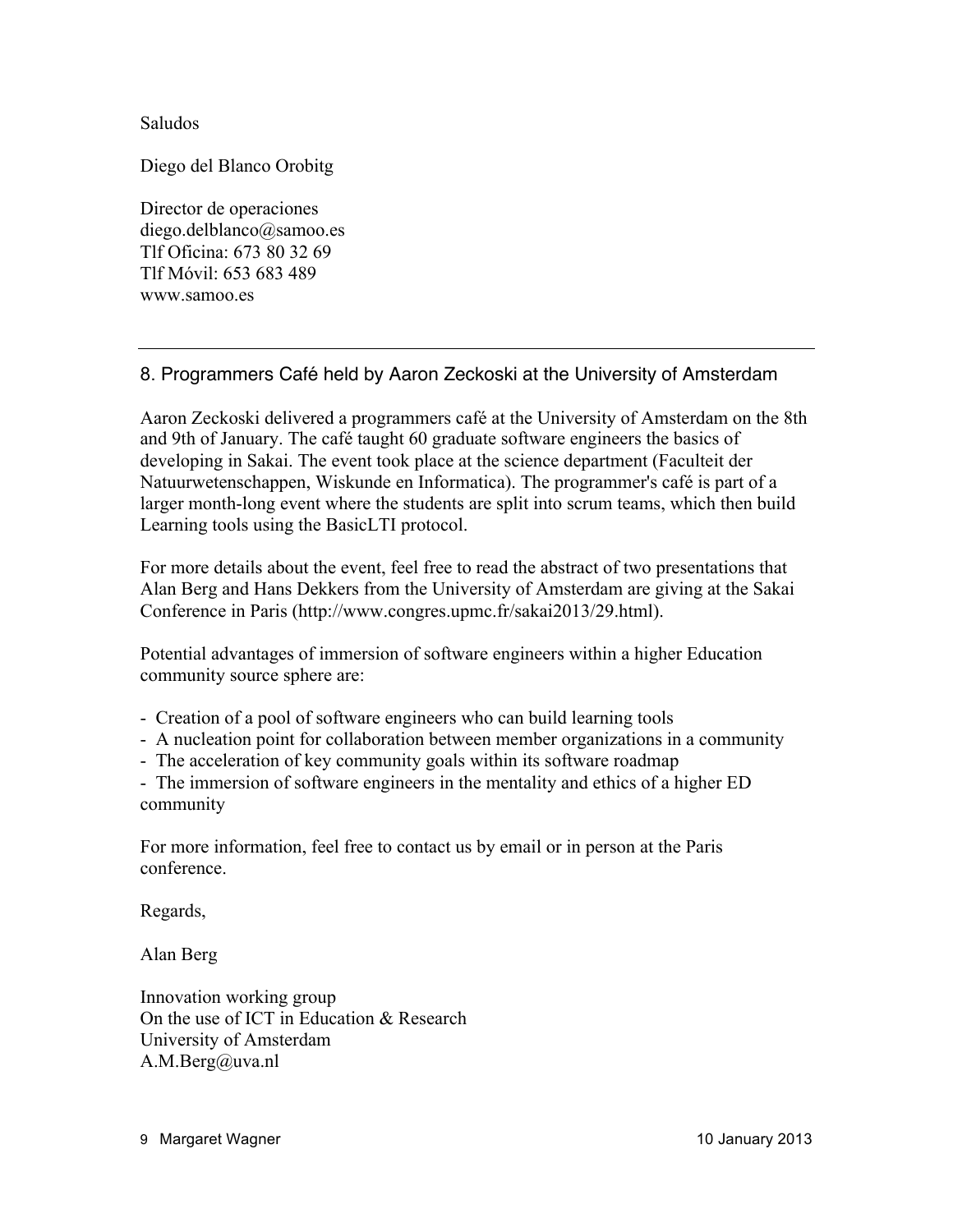Saludos

Diego del Blanco Orobitg

Director de operaciones
diego.delblanco@samoo.es
Tlf Oficina: 673 80 32 69
Tlf Móvil: 653 683 489
www.samoo.es

---

## 8. Programmers Café held by Aaron Zeckoski at the University of Amsterdam

Aaron Zeckoski delivered a programmers café at the University of Amsterdam on the 8th and 9th of January. The café taught 60 graduate software engineers the basics of developing in Sakai. The event took place at the science department (Faculteit der Natuurwetenschappen, Wiskunde en Informatica). The programmer's café is part of a larger month-long event where the students are split into scrum teams, which then build Learning tools using the BasicLTI protocol.

For more details about the event, feel free to read the abstract of two presentations that Alan Berg and Hans Dekkers from the University of Amsterdam are giving at the Sakai Conference in Paris (http://www.congres.upmc.fr/sakai2013/29.html).

Potential advantages of immersion of software engineers within a higher Education community source sphere are:

- Creation of a pool of software engineers who can build learning tools
- A nucleation point for collaboration between member organizations in a community
- The acceleration of key community goals within its software roadmap
- The immersion of software engineers in the mentality and ethics of a higher ED community

For more information, feel free to contact us by email or in person at the Paris conference.

Regards,

Alan Berg

Innovation working group
On the use of ICT in Education & Research
University of Amsterdam
A.M.Berg@uva.nl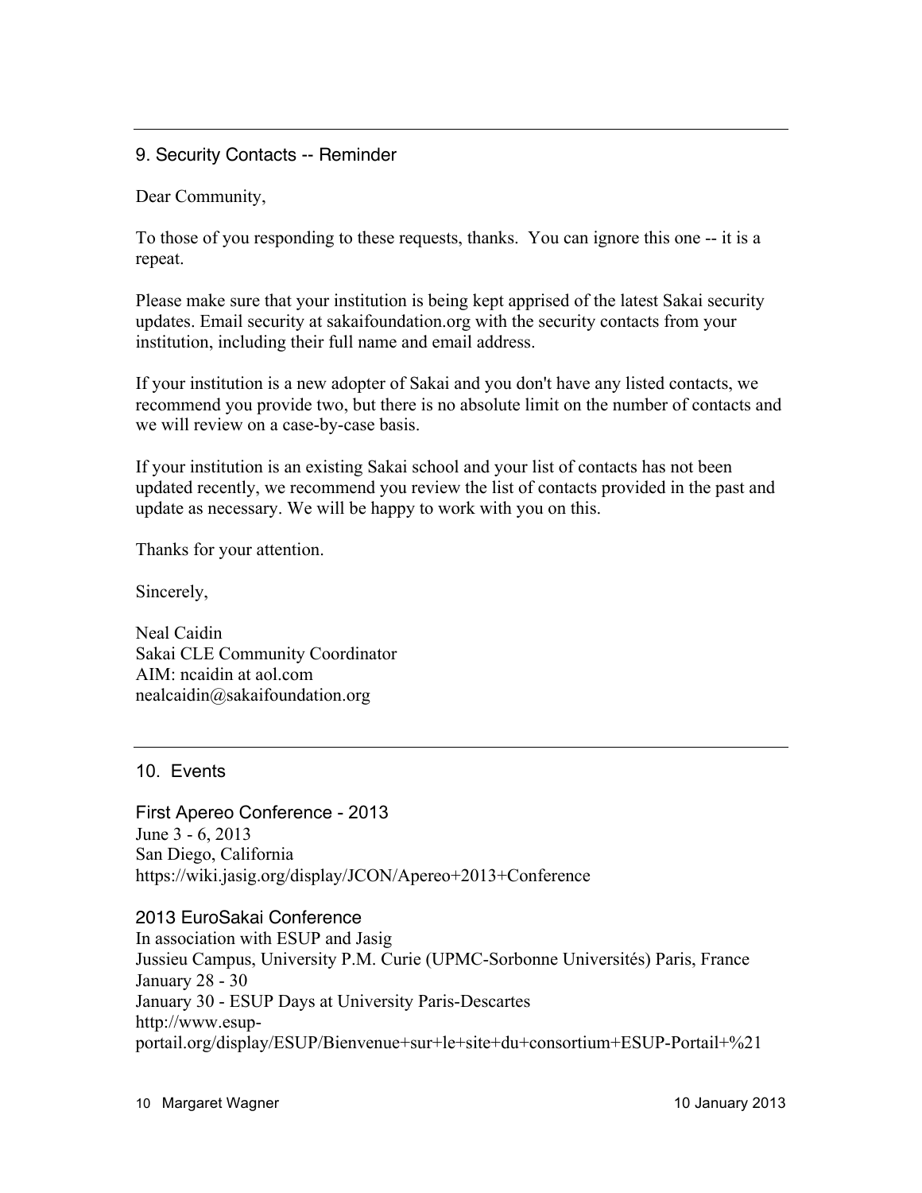---

## 9. Security Contacts -- Reminder

Dear Community,

To those of you responding to these requests, thanks. You can ignore this one -- it is a repeat.

Please make sure that your institution is being kept apprised of the latest Sakai security updates. Email security at sakaifoundation.org with the security contacts from your institution, including their full name and email address.

If your institution is a new adopter of Sakai and you don't have any listed contacts, we recommend you provide two, but there is no absolute limit on the number of contacts and we will review on a case-by-case basis.

If your institution is an existing Sakai school and your list of contacts has not been updated recently, we recommend you review the list of contacts provided in the past and update as necessary. We will be happy to work with you on this.

Thanks for your attention.

Sincerely,

Neal Caidin
Sakai CLE Community Coordinator
AIM: ncaidin at aol.com
nealcaidin@sakaifoundation.org

---

## 10. Events

### First Apereo Conference - 2013

June 3 - 6, 2013
San Diego, California
https://wiki.jasig.org/display/JCON/Apereo+2013+Conference

### 2013 EuroSakai Conference

In association with ESUP and Jasig
Jussieu Campus, University P.M. Curie (UPMC-Sorbonne Universités) Paris, France
January 28 - 30
January 30 - ESUP Days at University Paris-Descartes
http://www.esup-portail.org/display/ESUP/Bienvenue+sur+le+site+du+consortium+ESUP-Portail+%21